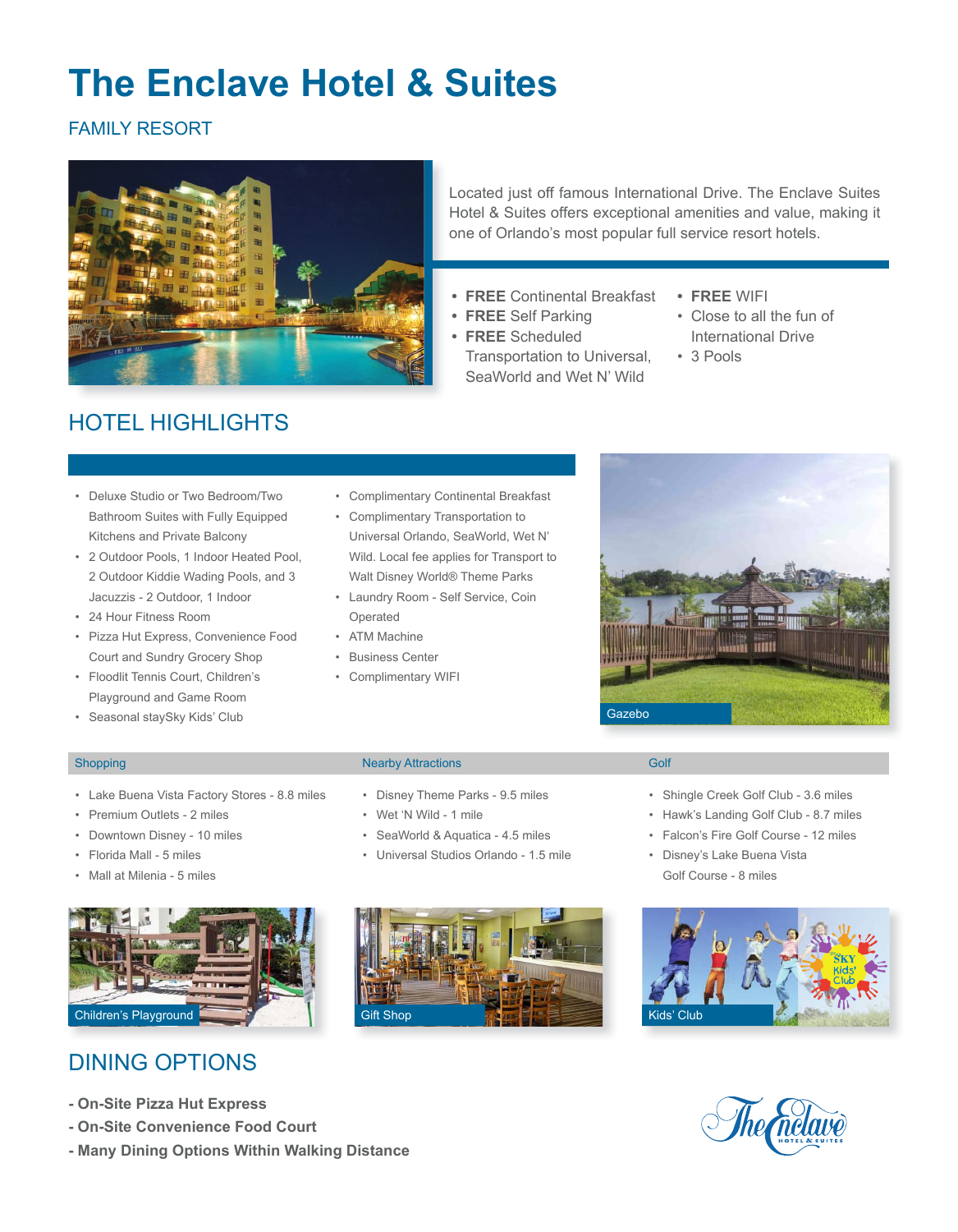# The Enclave Hotel & Suites

FAMILY RESORT

Located just off famous International Drive. The Enclave Suites Hotel & Suites offers exceptional amenities and value, making it one of Orlando's most popular full service resort hotels.

- **FREE** Continental Breakfast
- **FREE** Self Parking
- **FREE** Scheduled Transportation to Universal, SeaWorld and Wet N' Wild
- **FREE** WIFI
- Close to all the fun of International Drive
- 3 Pools

## HOTEL HIGHLIGHTS

- Deluxe Studio or Two Bedroom/Two Bathroom Suites with Fully Equipped Kitchens and Private Balcony
- 2 Outdoor Pools, 1 Indoor Heated Pool, 2 Outdoor Kiddie Wading Pools, and 3 Jacuzzis - 2 Outdoor, 1 Indoor
- 24 Hour Fitness Room
- Pizza Hut Express, Convenience Food Court and Sundry Grocery Shop
- Floodlit Tennis Court, Children's Playground and Game Room
- Seasonal staySky Kids' Club
- Complimentary Continental Breakfast
- Complimentary Transportation to Universal Orlando, SeaWorld, Wet N' Wild. Local fee applies for Transport to Walt Disney World® Theme Parks
- Laundry Room - Self Service, Coin Operated
- ATM Machine
- Business Center
- Complimentary WIFI

Gazebo

### Shopping

- Lake Buena Vista Factory Stores - 8.8 miles
- Premium Outlets - 2 miles
- Downtown Disney - 10 miles
- Florida Mall - 5 miles
- Mall at Milenia - 5 miles

### Nearby Attractions

- Disney Theme Parks - 9.5 miles
- Wet 'N Wild - 1 mile
- SeaWorld & Aquatica - 4.5 miles
- Universal Studios Orlando - 1.5 mile

### Golf

- Shingle Creek Golf Club - 3.6 miles
- Hawk's Landing Golf Club - 8.7 miles
- Falcon's Fire Golf Course - 12 miles
- Disney's Lake Buena Vista Golf Course - 8 miles

Children's Playground

Gift Shop

Kids' Club

## DINING OPTIONS

**- On-Site Pizza Hut Express**
**- On-Site Convenience Food Court**
**- Many Dining Options Within Walking Distance**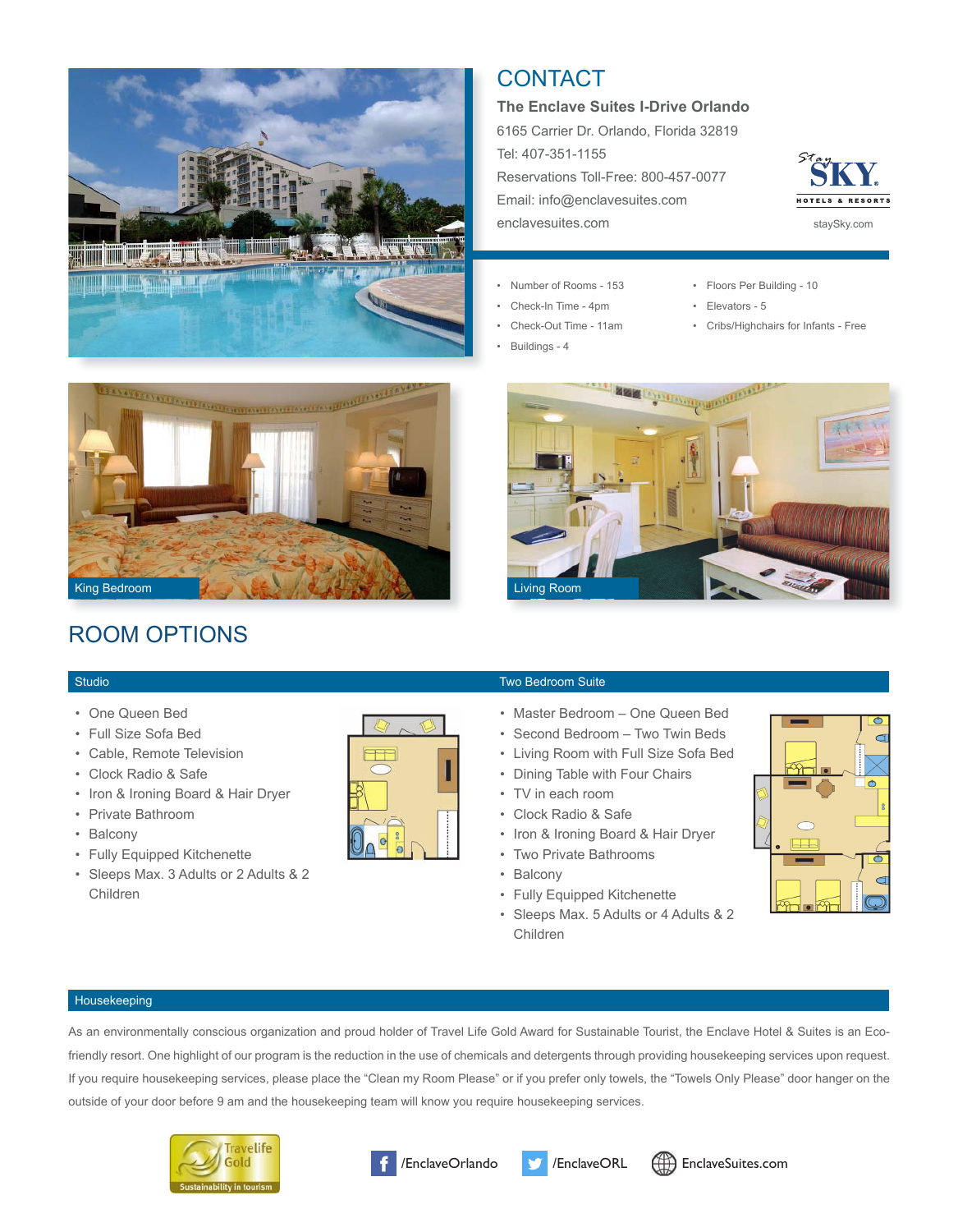## CONTACT

**The Enclave Suites I-Drive Orlando**

6165 Carrier Dr. Orlando, Florida 32819

Tel: 407-351-1155

Reservations Toll-Free: 800-457-0077

Email: info@enclavesuites.com

enclavesuites.com

Stay SKY HOTELS & RESORTS

staySky.com

- Number of Rooms - 153
- Check-In Time - 4pm
- Check-Out Time - 11am
- Buildings - 4
- Floors Per Building - 10
- Elevators - 5
- Cribs/Highchairs for Infants - Free

King Bedroom

Living Room

## ROOM OPTIONS

### Studio

- One Queen Bed
- Full Size Sofa Bed
- Cable, Remote Television
- Clock Radio & Safe
- Iron & Ironing Board & Hair Dryer
- Private Bathroom
- Balcony
- Fully Equipped Kitchenette
- Sleeps Max. 3 Adults or 2 Adults & 2 Children

### Two Bedroom Suite

- Master Bedroom – One Queen Bed
- Second Bedroom – Two Twin Beds
- Living Room with Full Size Sofa Bed
- Dining Table with Four Chairs
- TV in each room
- Clock Radio & Safe
- Iron & Ironing Board & Hair Dryer
- Two Private Bathrooms
- Balcony
- Fully Equipped Kitchenette
- Sleeps Max. 5 Adults or 4 Adults & 2 Children

### Housekeeping

As an environmentally conscious organization and proud holder of Travel Life Gold Award for Sustainable Tourist, the Enclave Hotel & Suites is an Eco-friendly resort. One highlight of our program is the reduction in the use of chemicals and detergents through providing housekeeping services upon request. If you require housekeeping services, please place the "Clean my Room Please" or if you prefer only towels, the "Towels Only Please" door hanger on the outside of your door before 9 am and the housekeeping team will know you require housekeeping services.

Travelife Gold Sustainability in tourism

/EnclaveOrlando /EnclaveORL EnclaveSuites.com